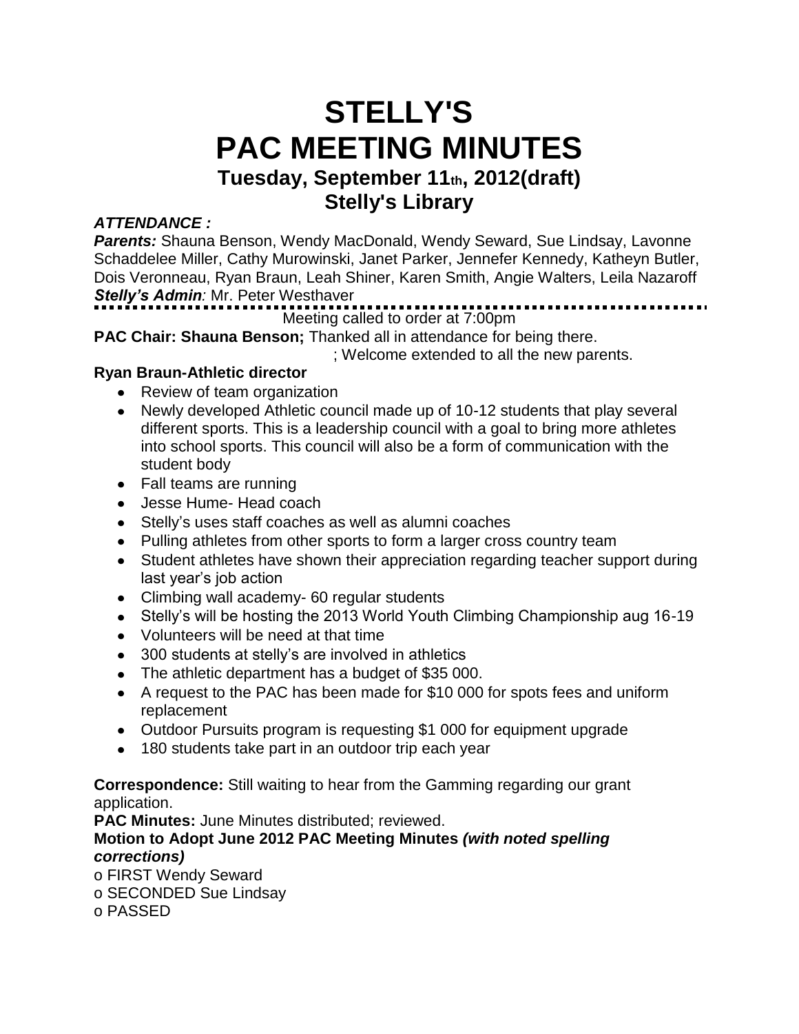# STELLY'S
# PAC MEETING MINUTES
## Tuesday, September 11th, 2012(draft)
## Stelly's Library

***ATTENDANCE :***

***Parents:*** Shauna Benson, Wendy MacDonald, Wendy Seward, Sue Lindsay, Lavonne Schaddelee Miller, Cathy Murowinski, Janet Parker, Jennefer Kennedy, Katheyn Butler, Dois Veronneau, Ryan Braun, Leah Shiner, Karen Smith, Angie Walters, Leila Nazaroff

***Stelly's Admin**:* Mr. Peter Westhaver

Meeting called to order at 7:00pm

**PAC Chair: Shauna Benson;** Thanked all in attendance for being there.

; Welcome extended to all the new parents.

**Ryan Braun-Athletic director**

- Review of team organization
- Newly developed Athletic council made up of 10-12 students that play several different sports. This is a leadership council with a goal to bring more athletes into school sports. This council will also be a form of communication with the student body
- Fall teams are running
- Jesse Hume- Head coach
- Stelly's uses staff coaches as well as alumni coaches
- Pulling athletes from other sports to form a larger cross country team
- Student athletes have shown their appreciation regarding teacher support during last year's job action
- Climbing wall academy- 60 regular students
- Stelly's will be hosting the 2013 World Youth Climbing Championship aug 16-19
- Volunteers will be need at that time
- 300 students at stelly's are involved in athletics
- The athletic department has a budget of $35 000.
- A request to the PAC has been made for $10 000 for spots fees and uniform replacement
- Outdoor Pursuits program is requesting $1 000 for equipment upgrade
- 180 students take part in an outdoor trip each year

**Correspondence:** Still waiting to hear from the Gamming regarding our grant application.

**PAC Minutes:** June Minutes distributed; reviewed.

**Motion to Adopt June 2012 PAC Meeting Minutes *(with noted spelling corrections)***

o FIRST Wendy Seward

o SECONDED Sue Lindsay

o PASSED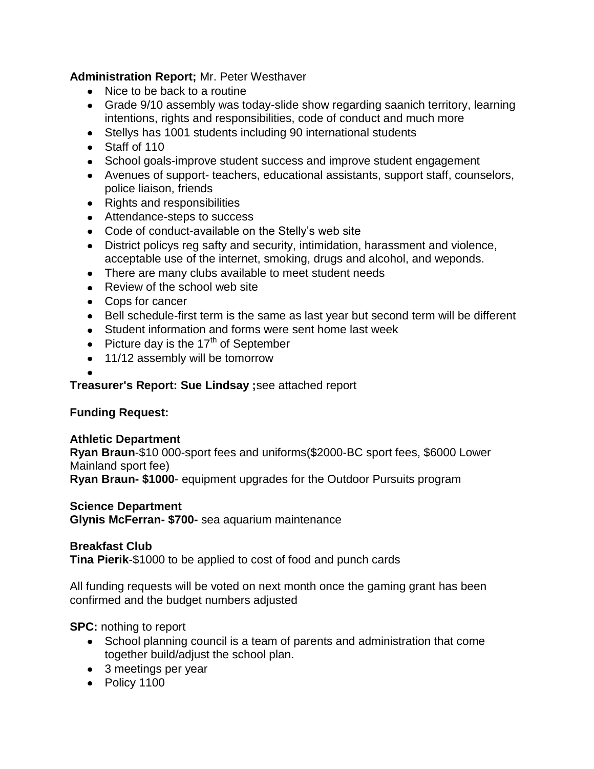**Administration Report;** Mr. Peter Westhaver

- Nice to be back to a routine
- Grade 9/10 assembly was today-slide show regarding saanich territory, learning intentions, rights and responsibilities, code of conduct and much more
- Stellys has 1001 students including 90 international students
- Staff of 110
- School goals-improve student success and improve student engagement
- Avenues of support- teachers, educational assistants, support staff, counselors, police liaison, friends
- Rights and responsibilities
- Attendance-steps to success
- Code of conduct-available on the Stelly's web site
- District policys reg safty and security, intimidation, harassment and violence, acceptable use of the internet, smoking, drugs and alcohol, and weponds.
- There are many clubs available to meet student needs
- Review of the school web site
- Cops for cancer
- Bell schedule-first term is the same as last year but second term will be different
- Student information and forms were sent home last week
- Picture day is the 17th of September
- 11/12 assembly will be tomorrow

**Treasurer's Report: Sue Lindsay ;**see attached report

**Funding Request:**

**Athletic Department**
**Ryan Braun**-$10 000-sport fees and uniforms($2000-BC sport fees, $6000 Lower Mainland sport fee)
**Ryan Braun- $1000**- equipment upgrades for the Outdoor Pursuits program

**Science Department**
**Glynis McFerran- $700-** sea aquarium maintenance

**Breakfast Club**
**Tina Pierik**-$1000 to be applied to cost of food and punch cards

All funding requests will be voted on next month once the gaming grant has been confirmed and the budget numbers adjusted

**SPC:** nothing to report

- School planning council is a team of parents and administration that come together build/adjust the school plan.
- 3 meetings per year
- Policy 1100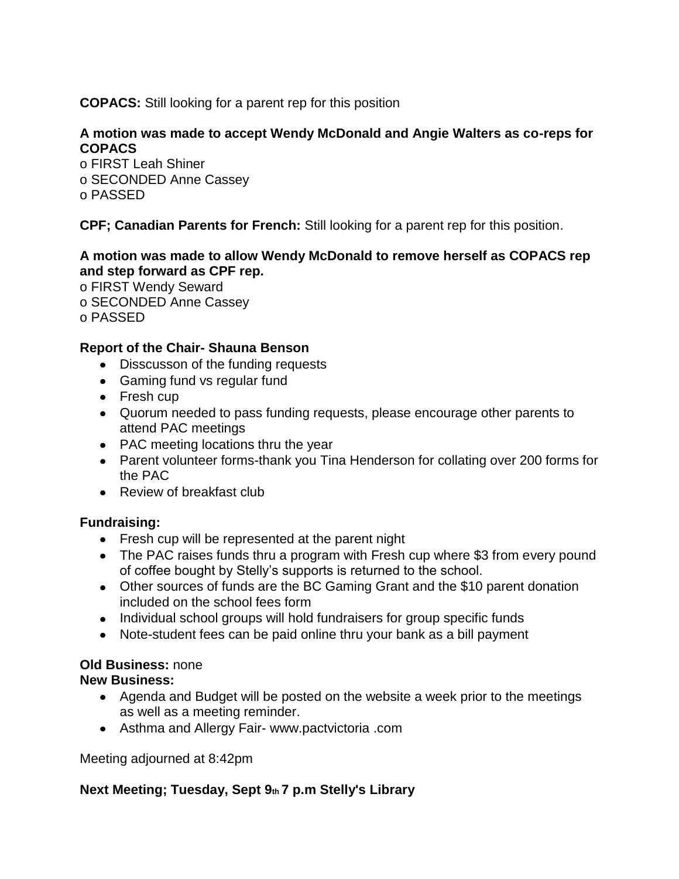**COPACS:** Still looking for a parent rep for this position

**A motion was made to accept Wendy McDonald and Angie Walters as co-reps for COPACS**

o FIRST Leah Shiner
o SECONDED Anne Cassey
o PASSED

**CPF; Canadian Parents for French:** Still looking for a parent rep for this position.

**A motion was made to allow Wendy McDonald to remove herself as COPACS rep and step forward as CPF rep.**

o FIRST Wendy Seward
o SECONDED Anne Cassey
o PASSED

**Report of the Chair- Shauna Benson**

- Disscusson of the funding requests
- Gaming fund vs regular fund
- Fresh cup
- Quorum needed to pass funding requests, please encourage other parents to attend PAC meetings
- PAC meeting locations thru the year
- Parent volunteer forms-thank you Tina Henderson for collating over 200 forms for the PAC
- Review of breakfast club

**Fundraising:**

- Fresh cup will be represented at the parent night
- The PAC raises funds thru a program with Fresh cup where $3 from every pound of coffee bought by Stelly's supports is returned to the school.
- Other sources of funds are the BC Gaming Grant and the $10 parent donation included on the school fees form
- Individual school groups will hold fundraisers for group specific funds
- Note-student fees can be paid online thru your bank as a bill payment

**Old Business:** none

**New Business:**

- Agenda and Budget will be posted on the website a week prior to the meetings as well as a meeting reminder.
- Asthma and Allergy Fair- www.pactvictoria .com

Meeting adjourned at 8:42pm

**Next Meeting; Tuesday, Sept 9th 7 p.m Stelly's Library**